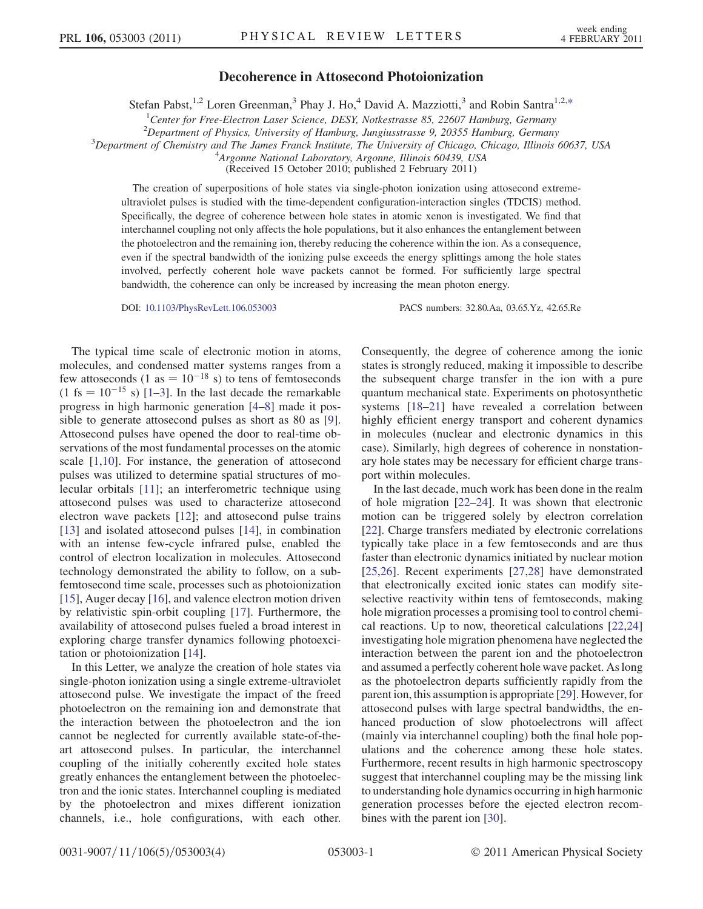# Decoherence in Attosecond Photoionization

Stefan Pabst,[1,2] Loren Greenman,[3] Phay J. Ho,[4] David A. Mazziotti,[3] and Robin Santra[1,2,*]

[1]Center for Free-Electron Laser Science, DESY, Notkestrasse 85, 22607 Hamburg, Germany
[2]Department of Physics, University of Hamburg, Jungiusstrasse 9, 20355 Hamburg, Germany
[3]Department of Chemistry and The James Franck Institute, The University of Chicago, Chicago, Illinois 60637, USA
[4]Argonne National Laboratory, Argonne, Illinois 60439, USA
(Received 15 October 2010; published 2 February 2011)

The creation of superpositions of hole states via single-photon ionization using attosecond extreme-ultraviolet pulses is studied with the time-dependent configuration-interaction singles (TDCIS) method. Specifically, the degree of coherence between hole states in atomic xenon is investigated. We find that interchannel coupling not only affects the hole populations, but it also enhances the entanglement between the photoelectron and the remaining ion, thereby reducing the coherence within the ion. As a consequence, even if the spectral bandwidth of the ionizing pulse exceeds the energy splittings among the hole states involved, perfectly coherent hole wave packets cannot be formed. For sufficiently large spectral bandwidth, the coherence can only be increased by increasing the mean photon energy.

DOI: 10.1103/PhysRevLett.106.053003 PACS numbers: 32.80.Aa, 03.65.Yz, 42.65.Re

The typical time scale of electronic motion in atoms, molecules, and condensed matter systems ranges from a few attoseconds (1 as $= 10^{-18}$ s) to tens of femtoseconds (1 fs $= 10^{-15}$ s) [1–3]. In the last decade the remarkable progress in high harmonic generation [4–8] made it possible to generate attosecond pulses as short as 80 as [9]. Attosecond pulses have opened the door to real-time observations of the most fundamental processes on the atomic scale [1,10]. For instance, the generation of attosecond pulses was utilized to determine spatial structures of molecular orbitals [11]; an interferometric technique using attosecond pulses was used to characterize attosecond electron wave packets [12]; and attosecond pulse trains [13] and isolated attosecond pulses [14], in combination with an intense few-cycle infrared pulse, enabled the control of electron localization in molecules. Attosecond technology demonstrated the ability to follow, on a sub-femtosecond time scale, processes such as photoionization [15], Auger decay [16], and valence electron motion driven by relativistic spin-orbit coupling [17]. Furthermore, the availability of attosecond pulses fueled a broad interest in exploring charge transfer dynamics following photoexcitation or photoionization [14].

In this Letter, we analyze the creation of hole states via single-photon ionization using a single extreme-ultraviolet attosecond pulse. We investigate the impact of the freed photoelectron on the remaining ion and demonstrate that the interaction between the photoelectron and the ion cannot be neglected for currently available state-of-the-art attosecond pulses. In particular, the interchannel coupling of the initially coherently excited hole states greatly enhances the entanglement between the photoelectron and the ionic states. Interchannel coupling is mediated by the photoelectron and mixes different ionization channels, i.e., hole configurations, with each other. Consequently, the degree of coherence among the ionic states is strongly reduced, making it impossible to describe the subsequent charge transfer in the ion with a pure quantum mechanical state. Experiments on photosynthetic systems [18–21] have revealed a correlation between highly efficient energy transport and coherent dynamics in molecules (nuclear and electronic dynamics in this case). Similarly, high degrees of coherence in nonstationary hole states may be necessary for efficient charge transport within molecules.

In the last decade, much work has been done in the realm of hole migration [22–24]. It was shown that electronic motion can be triggered solely by electron correlation [22]. Charge transfers mediated by electronic correlations typically take place in a few femtoseconds and are thus faster than electronic dynamics initiated by nuclear motion [25,26]. Recent experiments [27,28] have demonstrated that electronically excited ionic states can modify site-selective reactivity within tens of femtoseconds, making hole migration processes a promising tool to control chemical reactions. Up to now, theoretical calculations [22,24] investigating hole migration phenomena have neglected the interaction between the parent ion and the photoelectron and assumed a perfectly coherent hole wave packet. As long as the photoelectron departs sufficiently rapidly from the parent ion, this assumption is appropriate [29]. However, for attosecond pulses with large spectral bandwidths, the enhanced production of slow photoelectrons will affect (mainly via interchannel coupling) both the final hole populations and the coherence among these hole states. Furthermore, recent results in high harmonic spectroscopy suggest that interchannel coupling may be the missing link to understanding hole dynamics occurring in high harmonic generation processes before the ejected electron recombines with the parent ion [30].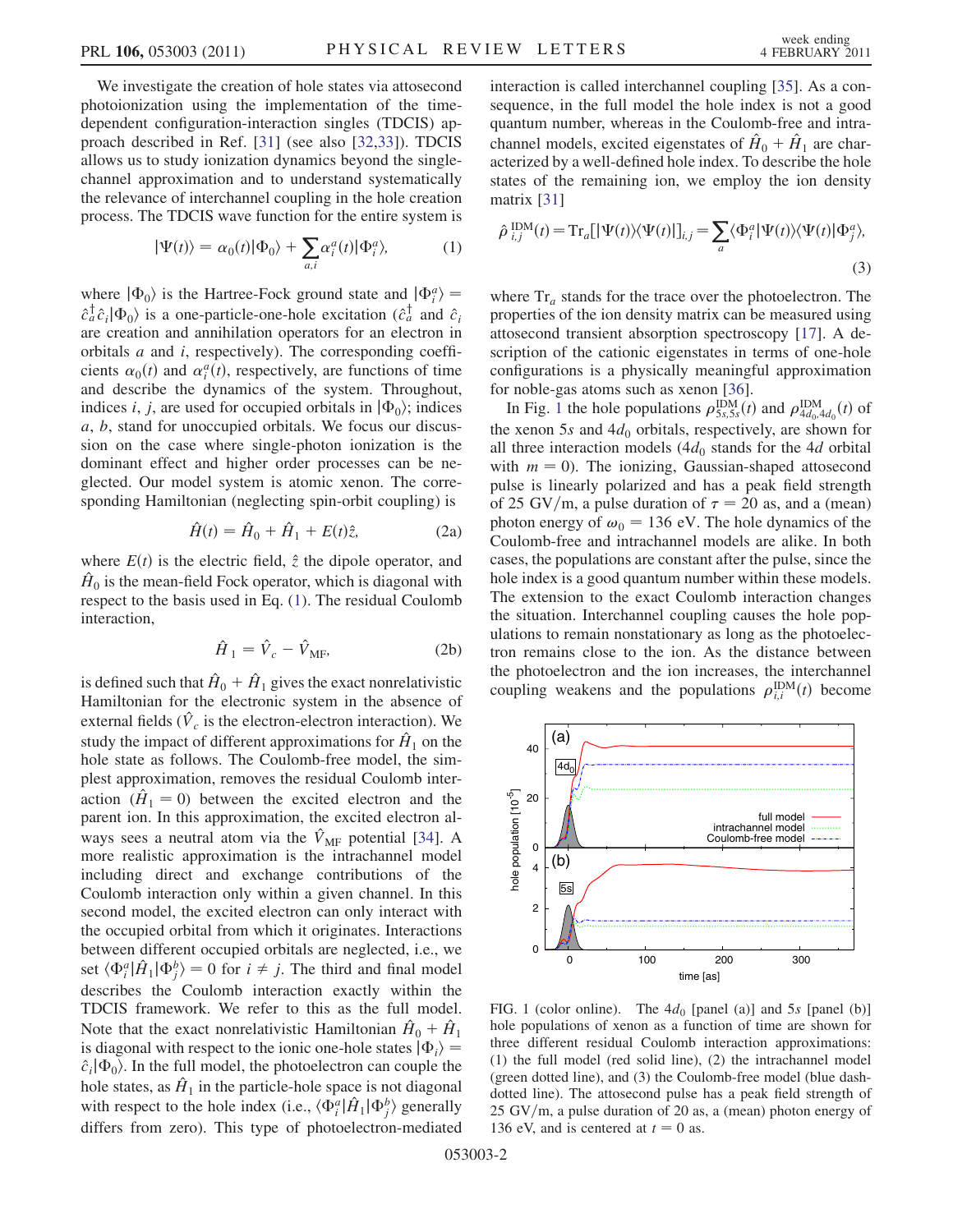We investigate the creation of hole states via attosecond photoionization using the implementation of the time-dependent configuration-interaction singles (TDCIS) approach described in Ref. [31] (see also [32,33]). TDCIS allows us to study ionization dynamics beyond the single-channel approximation and to understand systematically the relevance of interchannel coupling in the hole creation process. The TDCIS wave function for the entire system is

$$|\Psi(t)\rangle = \alpha_0(t)|\Phi_0\rangle + \sum_{a,i}\alpha_i^a(t)|\Phi_i^a\rangle, \tag{1}$$

where $|\Phi_0\rangle$ is the Hartree-Fock ground state and $|\Phi_i^a\rangle = \hat{c}_a^\dagger \hat{c}_i |\Phi_0\rangle$ is a one-particle-one-hole excitation ($\hat{c}_a^\dagger$ and $\hat{c}_i$ are creation and annihilation operators for an electron in orbitals $a$ and $i$, respectively). The corresponding coefficients $\alpha_0(t)$ and $\alpha_i^a(t)$, respectively, are functions of time and describe the dynamics of the system. Throughout, indices $i$, $j$, are used for occupied orbitals in $|\Phi_0\rangle$; indices $a$, $b$, stand for unoccupied orbitals. We focus our discussion on the case where single-photon ionization is the dominant effect and higher order processes can be neglected. Our model system is atomic xenon. The corresponding Hamiltonian (neglecting spin-orbit coupling) is

$$\hat{H}(t) = \hat{H}_0 + \hat{H}_1 + E(t)\hat{z}, \tag{2a}$$

where $E(t)$ is the electric field, $\hat{z}$ the dipole operator, and $\hat{H}_0$ is the mean-field Fock operator, which is diagonal with respect to the basis used in Eq. (1). The residual Coulomb interaction,

$$\hat{H}_1 = \hat{V}_c - \hat{V}_{\mathrm{MF}}, \tag{2b}$$

is defined such that $\hat{H}_0 + \hat{H}_1$ gives the exact nonrelativistic Hamiltonian for the electronic system in the absence of external fields ($\hat{V}_c$ is the electron-electron interaction). We study the impact of different approximations for $\hat{H}_1$ on the hole state as follows. The Coulomb-free model, the simplest approximation, removes the residual Coulomb interaction ($\hat{H}_1 = 0$) between the excited electron and the parent ion. In this approximation, the excited electron always sees a neutral atom via the $\hat{V}_{\mathrm{MF}}$ potential [34]. A more realistic approximation is the intrachannel model including direct and exchange contributions of the Coulomb interaction only within a given channel. In this second model, the excited electron can only interact with the occupied orbital from which it originates. Interactions between different occupied orbitals are neglected, i.e., we set $\langle\Phi_i^a|\hat{H}_1|\Phi_j^b\rangle = 0$ for $i \neq j$. The third and final model describes the Coulomb interaction exactly within the TDCIS framework. We refer to this as the full model. Note that the exact nonrelativistic Hamiltonian $\hat{H}_0 + \hat{H}_1$ is diagonal with respect to the ionic one-hole states $|\Phi_i\rangle = \hat{c}_i|\Phi_0\rangle$. In the full model, the photoelectron can couple the hole states, as $\hat{H}_1$ in the particle-hole space is not diagonal with respect to the hole index (i.e., $\langle\Phi_i^a|\hat{H}_1|\Phi_j^b\rangle$ generally differs from zero). This type of photoelectron-mediated interaction is called interchannel coupling [35]. As a consequence, in the full model the hole index is not a good quantum number, whereas in the Coulomb-free and intrachannel models, excited eigenstates of $\hat{H}_0 + \hat{H}_1$ are characterized by a well-defined hole index. To describe the hole states of the remaining ion, we employ the ion density matrix [31]

$$\hat{\rho}_{i,j}^{\mathrm{IDM}}(t) = \mathrm{Tr}_a[|\Psi(t)\rangle\langle\Psi(t)|]_{i,j} = \sum_a \langle\Phi_i^a|\Psi(t)\rangle\langle\Psi(t)|\Phi_j^a\rangle, \tag{3}$$

where $\mathrm{Tr}_a$ stands for the trace over the photoelectron. The properties of the ion density matrix can be measured using attosecond transient absorption spectroscopy [17]. A description of the cationic eigenstates in terms of one-hole configurations is a physically meaningful approximation for noble-gas atoms such as xenon [36].

In Fig. 1 the hole populations $\rho_{5s,5s}^{\mathrm{IDM}}(t)$ and $\rho_{4d_0,4d_0}^{\mathrm{IDM}}(t)$ of the xenon $5s$ and $4d_0$ orbitals, respectively, are shown for all three interaction models ($4d_0$ stands for the $4d$ orbital with $m = 0$). The ionizing, Gaussian-shaped attosecond pulse is linearly polarized and has a peak field strength of 25 GV/m, a pulse duration of $\tau = 20$ as, and a (mean) photon energy of $\omega_0 = 136$ eV. The hole dynamics of the Coulomb-free and intrachannel models are alike. In both cases, the populations are constant after the pulse, since the hole index is a good quantum number within these models. The extension to the exact Coulomb interaction changes the situation. Interchannel coupling causes the hole populations to remain nonstationary as long as the photoelectron remains close to the ion. As the distance between the photoelectron and the ion increases, the interchannel coupling weakens and the populations $\rho_{i,i}^{\mathrm{IDM}}(t)$ become

FIG. 1 (color online). The $4d_0$ [panel (a)] and $5s$ [panel (b)] hole populations of xenon as a function of time are shown for three different residual Coulomb interaction approximations: (1) the full model (red solid line), (2) the intrachannel model (green dotted line), and (3) the Coulomb-free model (blue dash-dotted line). The attosecond pulse has a peak field strength of 25 GV/m, a pulse duration of 20 as, a (mean) photon energy of 136 eV, and is centered at $t = 0$ as.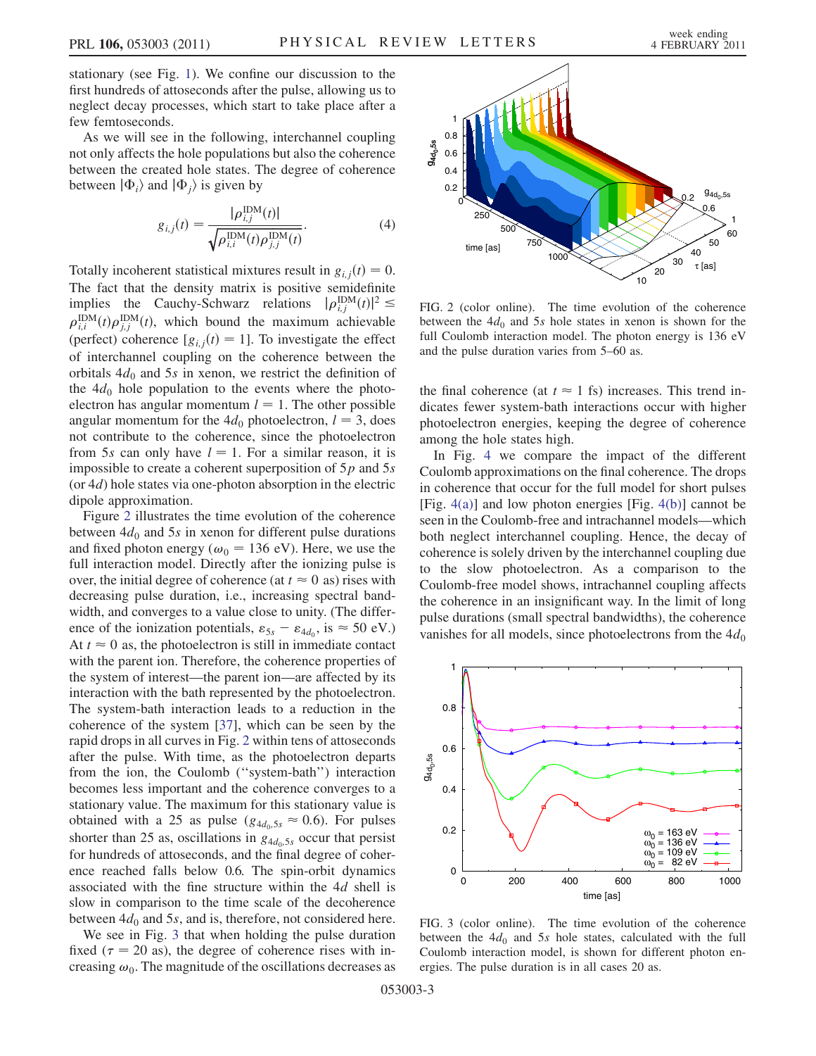stationary (see Fig. 1). We confine our discussion to the first hundreds of attoseconds after the pulse, allowing us to neglect decay processes, which start to take place after a few femtoseconds.

As we will see in the following, interchannel coupling not only affects the hole populations but also the coherence between the created hole states. The degree of coherence between $|\Phi_i\rangle$ and $|\Phi_j\rangle$ is given by

$$g_{i,j}(t) = \frac{|\rho^{\mathrm{IDM}}_{i,j}(t)|}{\sqrt{\rho^{\mathrm{IDM}}_{i,i}(t)\rho^{\mathrm{IDM}}_{j,j}(t)}}. \quad (4)$$

Totally incoherent statistical mixtures result in $g_{i,j}(t) = 0$. The fact that the density matrix is positive semidefinite implies the Cauchy-Schwarz relations $|\rho^{\mathrm{IDM}}_{i,j}(t)|^2 \leq \rho^{\mathrm{IDM}}_{i,i}(t)\rho^{\mathrm{IDM}}_{j,j}(t)$, which bound the maximum achievable (perfect) coherence [$g_{i,j}(t) = 1$]. To investigate the effect of interchannel coupling on the coherence between the orbitals $4d_0$ and $5s$ in xenon, we restrict the definition of the $4d_0$ hole population to the events where the photoelectron has angular momentum $l = 1$. The other possible angular momentum for the $4d_0$ photoelectron, $l = 3$, does not contribute to the coherence, since the photoelectron from $5s$ can only have $l = 1$. For a similar reason, it is impossible to create a coherent superposition of $5p$ and $5s$ (or $4d$) hole states via one-photon absorption in the electric dipole approximation.

Figure 2 illustrates the time evolution of the coherence between $4d_0$ and $5s$ in xenon for different pulse durations and fixed photon energy ($\omega_0 = 136$ eV). Here, we use the full interaction model. Directly after the ionizing pulse is over, the initial degree of coherence (at $t \approx 0$ as) rises with decreasing pulse duration, i.e., increasing spectral bandwidth, and converges to a value close to unity. (The difference of the ionization potentials, $\varepsilon_{5s} - \varepsilon_{4d_0}$, is $\approx 50$ eV.) At $t \approx 0$ as, the photoelectron is still in immediate contact with the parent ion. Therefore, the coherence properties of the system of interest—the parent ion—are affected by its interaction with the bath represented by the photoelectron. The system-bath interaction leads to a reduction in the coherence of the system [37], which can be seen by the rapid drops in all curves in Fig. 2 within tens of attoseconds after the pulse. With time, as the photoelectron departs from the ion, the Coulomb ("system-bath") interaction becomes less important and the coherence converges to a stationary value. The maximum for this stationary value is obtained with a 25 as pulse ($g_{4d_0,5s} \approx 0.6$). For pulses shorter than 25 as, oscillations in $g_{4d_0,5s}$ occur that persist for hundreds of attoseconds, and the final degree of coherence reached falls below 0.6. The spin-orbit dynamics associated with the fine structure within the $4d$ shell is slow in comparison to the time scale of the decoherence between $4d_0$ and $5s$, and is, therefore, not considered here.

We see in Fig. 3 that when holding the pulse duration fixed ($\tau = 20$ as), the degree of coherence rises with increasing $\omega_0$. The magnitude of the oscillations decreases as the final coherence (at $t \approx 1$ fs) increases. This trend indicates fewer system-bath interactions occur with higher photoelectron energies, keeping the degree of coherence among the hole states high.

In Fig. 4 we compare the impact of the different Coulomb approximations on the final coherence. The drops in coherence that occur for the full model for short pulses [Fig. 4(a)] and low photon energies [Fig. 4(b)] cannot be seen in the Coulomb-free and intrachannel models—which both neglect interchannel coupling. Hence, the decay of coherence is solely driven by the interchannel coupling due to the slow photoelectron. As a comparison to the Coulomb-free model shows, intrachannel coupling affects the coherence in an insignificant way. In the limit of long pulse durations (small spectral bandwidths), the coherence vanishes for all models, since photoelectrons from the $4d_0$

FIG. 2 (color online). The time evolution of the coherence between the $4d_0$ and $5s$ hole states in xenon is shown for the full Coulomb interaction model. The photon energy is 136 eV and the pulse duration varies from 5–60 as.

FIG. 3 (color online). The time evolution of the coherence between the $4d_0$ and $5s$ hole states, calculated with the full Coulomb interaction model, is shown for different photon energies. The pulse duration is in all cases 20 as.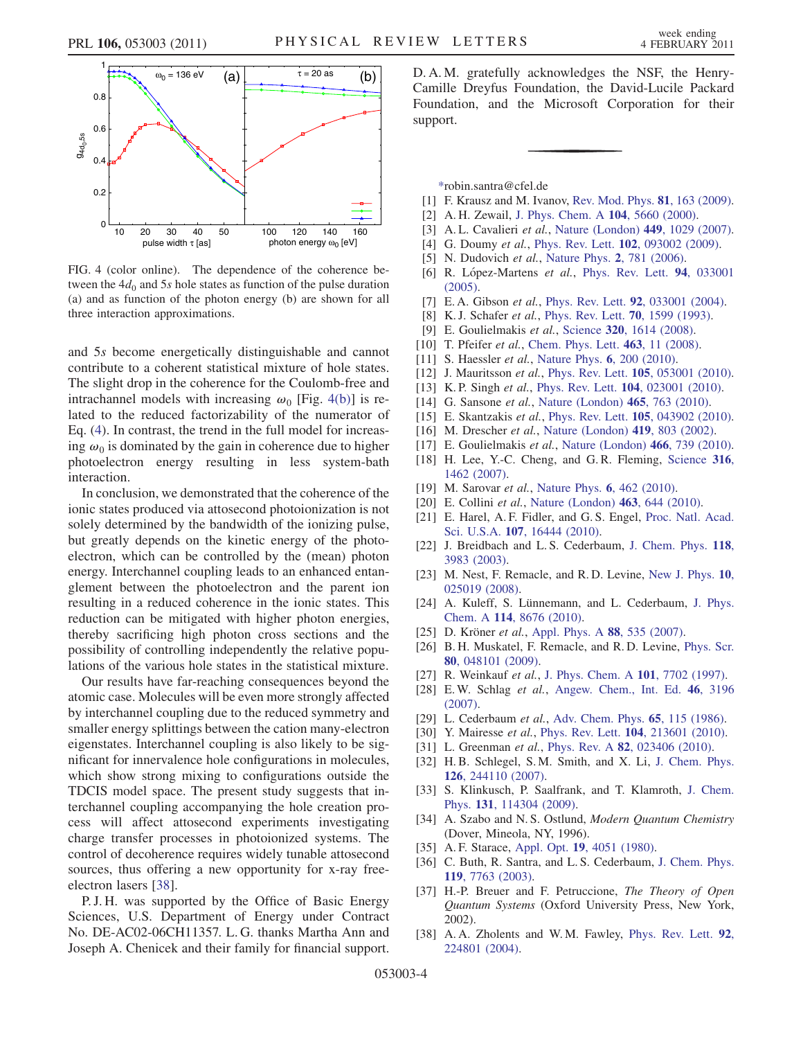$\omega_0$ = 136 eV (a)

$\tau$ = 20 as (b)

$g_{4d_0 5s}$

1
0.8
0.6
0.4
0.2
0

10 20 30 40 50
pulse width $\tau$ [as]

100 120 140 160
photon energy $\omega_0$ [eV]

FIG. 4 (color online). The dependence of the coherence between the $4d_0$ and $5s$ hole states as function of the pulse duration (a) and as function of the photon energy (b) are shown for all three interaction approximations.

and $5s$ become energetically distinguishable and cannot contribute to a coherent statistical mixture of hole states. The slight drop in the coherence for the Coulomb-free and intrachannel models with increasing $\omega_0$ [Fig. 4(b)] is related to the reduced factorizability of the numerator of Eq. (4). In contrast, the trend in the full model for increasing $\omega_0$ is dominated by the gain in coherence due to higher photoelectron energy resulting in less system-bath interaction.

In conclusion, we demonstrated that the coherence of the ionic states produced via attosecond photoionization is not solely determined by the bandwidth of the ionizing pulse, but greatly depends on the kinetic energy of the photoelectron, which can be controlled by the (mean) photon energy. Interchannel coupling leads to an enhanced entanglement between the photoelectron and the parent ion resulting in a reduced coherence in the ionic states. This reduction can be mitigated with higher photon energies, thereby sacrificing high photon cross sections and the possibility of controlling independently the relative populations of the various hole states in the statistical mixture.

Our results have far-reaching consequences beyond the atomic case. Molecules will be even more strongly affected by interchannel coupling due to the reduced symmetry and smaller energy splittings between the cation many-electron eigenstates. Interchannel coupling is also likely to be significant for innervalence hole configurations in molecules, which show strong mixing to configurations outside the TDCIS model space. The present study suggests that interchannel coupling accompanying the hole creation process will affect attosecond experiments investigating charge transfer processes in photoionized systems. The control of decoherence requires widely tunable attosecond sources, thus offering a new opportunity for x-ray free-electron lasers [38].

P. J. H. was supported by the Office of Basic Energy Sciences, U.S. Department of Energy under Contract No. DE-AC02-06CH11357. L. G. thanks Martha Ann and Joseph A. Chenicek and their family for financial support. D. A. M. gratefully acknowledges the NSF, the Henry-Camille Dreyfus Foundation, the David-Lucile Packard Foundation, and the Microsoft Corporation for their support.

---

*robin.santra@cfel.de

[1] F. Krausz and M. Ivanov, Rev. Mod. Phys. **81**, 163 (2009).
[2] A. H. Zewail, J. Phys. Chem. A **104**, 5660 (2000).
[3] A. L. Cavalieri *et al.*, Nature (London) **449**, 1029 (2007).
[4] G. Doumy *et al.*, Phys. Rev. Lett. **102**, 093002 (2009).
[5] N. Dudovich *et al.*, Nature Phys. **2**, 781 (2006).
[6] R. López-Martens *et al.*, Phys. Rev. Lett. **94**, 033001 (2005).
[7] E. A. Gibson *et al.*, Phys. Rev. Lett. **92**, 033001 (2004).
[8] K. J. Schafer *et al.*, Phys. Rev. Lett. **70**, 1599 (1993).
[9] E. Goulielmakis *et al.*, Science **320**, 1614 (2008).
[10] T. Pfeifer *et al.*, Chem. Phys. Lett. **463**, 11 (2008).
[11] S. Haessler *et al.*, Nature Phys. **6**, 200 (2010).
[12] J. Mauritsson *et al.*, Phys. Rev. Lett. **105**, 053001 (2010).
[13] K. P. Singh *et al.*, Phys. Rev. Lett. **104**, 023001 (2010).
[14] G. Sansone *et al.*, Nature (London) **465**, 763 (2010).
[15] E. Skantzakis *et al.*, Phys. Rev. Lett. **105**, 043902 (2010).
[16] M. Drescher *et al.*, Nature (London) **419**, 803 (2002).
[17] E. Goulielmakis *et al.*, Nature (London) **466**, 739 (2010).
[18] H. Lee, Y.-C. Cheng, and G. R. Fleming, Science **316**, 1462 (2007).
[19] M. Sarovar *et al.*, Nature Phys. **6**, 462 (2010).
[20] E. Collini *et al.*, Nature (London) **463**, 644 (2010).
[21] E. Harel, A. F. Fidler, and G. S. Engel, Proc. Natl. Acad. Sci. U.S.A. **107**, 16444 (2010).
[22] J. Breidbach and L. S. Cederbaum, J. Chem. Phys. **118**, 3983 (2003).
[23] M. Nest, F. Remacle, and R. D. Levine, New J. Phys. **10**, 025019 (2008).
[24] A. Kuleff, S. Lünnemann, and L. Cederbaum, J. Phys. Chem. A **114**, 8676 (2010).
[25] D. Kröner *et al.*, Appl. Phys. A **88**, 535 (2007).
[26] B. H. Muskatel, F. Remacle, and R. D. Levine, Phys. Scr. **80**, 048101 (2009).
[27] R. Weinkauf *et al.*, J. Phys. Chem. A **101**, 7702 (1997).
[28] E. W. Schlag *et al.*, Angew. Chem., Int. Ed. **46**, 3196 (2007).
[29] L. Cederbaum *et al.*, Adv. Chem. Phys. **65**, 115 (1986).
[30] Y. Mairesse *et al.*, Phys. Rev. Lett. **104**, 213601 (2010).
[31] L. Greenman *et al.*, Phys. Rev. A **82**, 023406 (2010).
[32] H. B. Schlegel, S. M. Smith, and X. Li, J. Chem. Phys. **126**, 244110 (2007).
[33] S. Klinkusch, P. Saalfrank, and T. Klamroth, J. Chem. Phys. **131**, 114304 (2009).
[34] A. Szabo and N. S. Ostlund, *Modern Quantum Chemistry* (Dover, Mineola, NY, 1996).
[35] A. F. Starace, Appl. Opt. **19**, 4051 (1980).
[36] C. Buth, R. Santra, and L. S. Cederbaum, J. Chem. Phys. **119**, 7763 (2003).
[37] H.-P. Breuer and F. Petruccione, *The Theory of Open Quantum Systems* (Oxford University Press, New York, 2002).
[38] A. A. Zholents and W. M. Fawley, Phys. Rev. Lett. **92**, 224801 (2004).